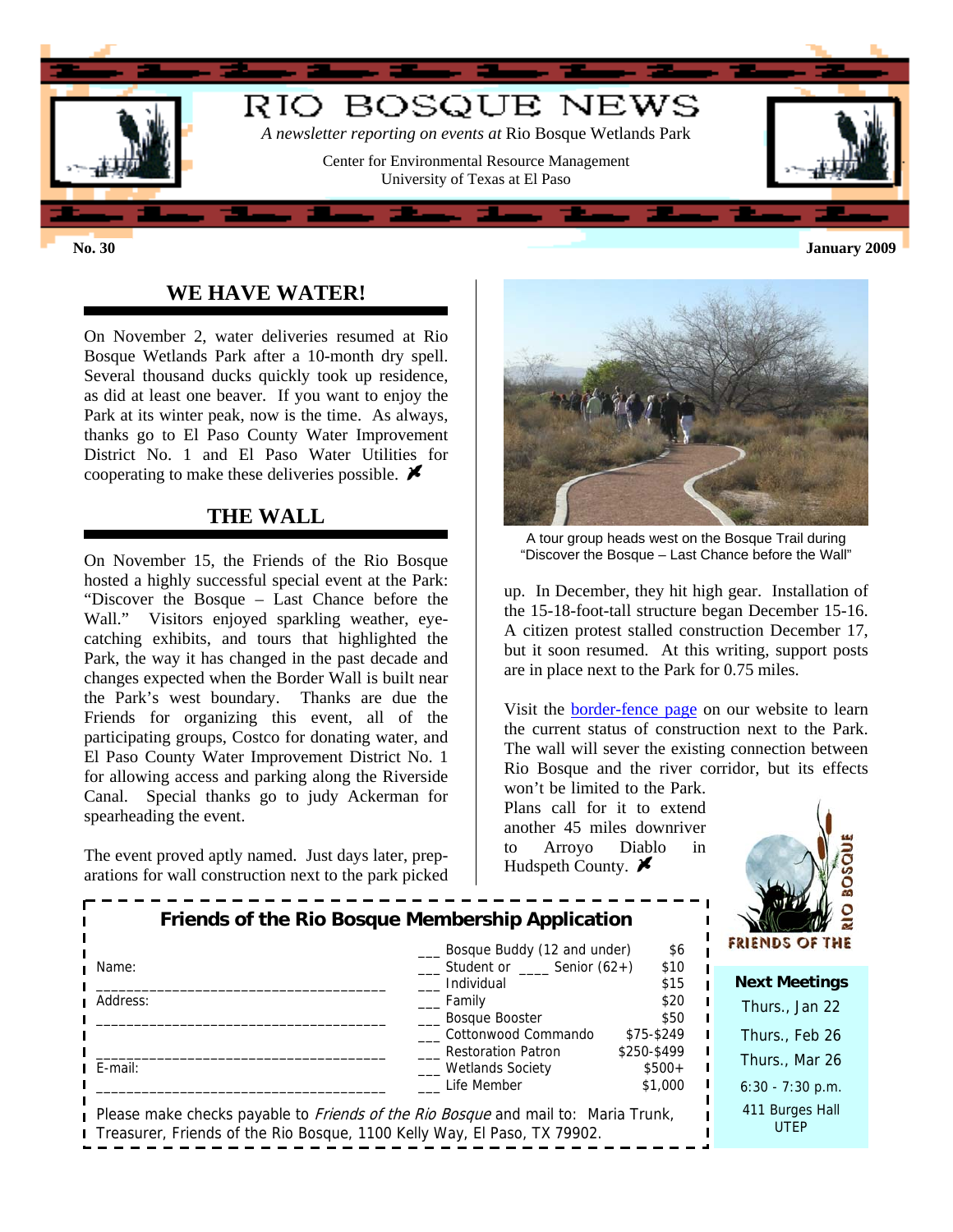# RIO BOSQUE NEWS

*A newsletter reporting on events at* Rio Bosque Wetlands Park

Center for Environmental Resource Management
University of Texas at El Paso

**No. 30** **January 2009**

## WE HAVE WATER!

On November 2, water deliveries resumed at Rio Bosque Wetlands Park after a 10-month dry spell. Several thousand ducks quickly took up residence, as did at least one beaver. If you want to enjoy the Park at its winter peak, now is the time. As always, thanks go to El Paso County Water Improvement District No. 1 and El Paso Water Utilities for cooperating to make these deliveries possible.

## THE WALL

On November 15, the Friends of the Rio Bosque hosted a highly successful special event at the Park: "Discover the Bosque – Last Chance before the Wall." Visitors enjoyed sparkling weather, eye-catching exhibits, and tours that highlighted the Park, the way it has changed in the past decade and changes expected when the Border Wall is built near the Park's west boundary. Thanks are due the Friends for organizing this event, all of the participating groups, Costco for donating water, and El Paso County Water Improvement District No. 1 for allowing access and parking along the Riverside Canal. Special thanks go to judy Ackerman for spearheading the event.

The event proved aptly named. Just days later, preparations for wall construction next to the park picked up. In December, they hit high gear. Installation of the 15-18-foot-tall structure began December 15-16. A citizen protest stalled construction December 17, but it soon resumed. At this writing, support posts are in place next to the Park for 0.75 miles.

A tour group heads west on the Bosque Trail during "Discover the Bosque – Last Chance before the Wall"

Visit the border-fence page on our website to learn the current status of construction next to the Park. The wall will sever the existing connection between Rio Bosque and the river corridor, but its effects won't be limited to the Park. Plans call for it to extend another 45 miles downriver to Arroyo Diablo in Hudspeth County.

### Friends of the Rio Bosque Membership Application

Name: ____________________________________

Address: ____________________________________

____________________________________

E-mail: ____________________________________

| | |
|---|---|
| ___ Bosque Buddy (12 and under) | $6 |
| ___ Student or ____ Senior (62+) | $10 |
| ___ Individual | $15 |
| ___ Family | $20 |
| ___ Bosque Booster | $50 |
| ___ Cottonwood Commando | $75-$249 |
| ___ Restoration Patron | $250-$499 |
| ___ Wetlands Society | $500+ |
| ___ Life Member | $1,000 |

Please make checks payable to *Friends of the Rio Bosque* and mail to: Maria Trunk, Treasurer, Friends of the Rio Bosque, 1100 Kelly Way, El Paso, TX 79902.

FRIENDS OF THE RIO BOSQUE

**Next Meetings**

Thurs., Jan 22

Thurs., Feb 26

Thurs., Mar 26

6:30 - 7:30 p.m.

411 Burges Hall
UTEP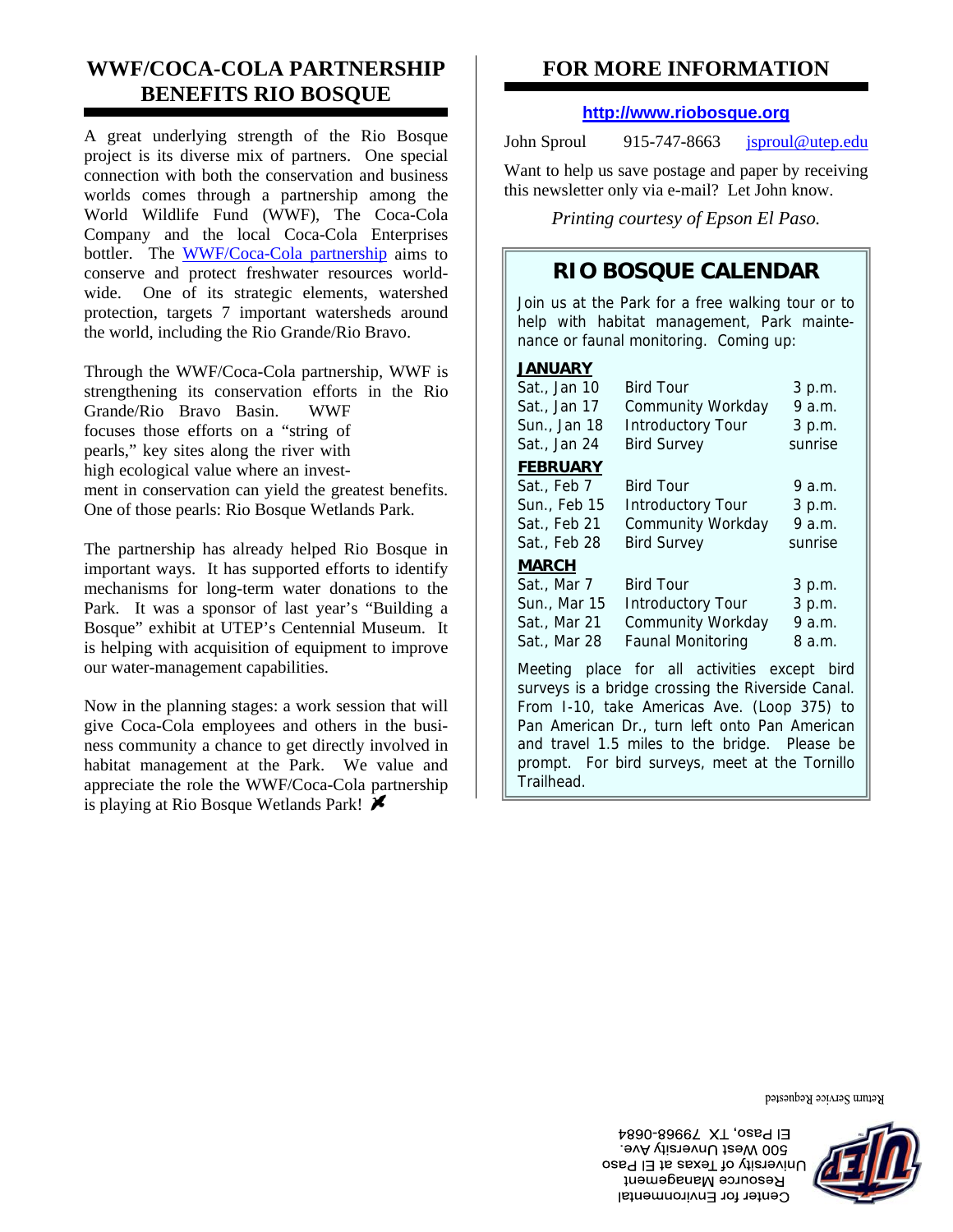## WWF/COCA-COLA PARTNERSHIP BENEFITS RIO BOSQUE

A great underlying strength of the Rio Bosque project is its diverse mix of partners. One special connection with both the conservation and business worlds comes through a partnership among the World Wildlife Fund (WWF), The Coca-Cola Company and the local Coca-Cola Enterprises bottler. The WWF/Coca-Cola partnership aims to conserve and protect freshwater resources worldwide. One of its strategic elements, watershed protection, targets 7 important watersheds around the world, including the Rio Grande/Rio Bravo.

Through the WWF/Coca-Cola partnership, WWF is strengthening its conservation efforts in the Rio Grande/Rio Bravo Basin. WWF focuses those efforts on a "string of pearls," key sites along the river with high ecological value where an investment in conservation can yield the greatest benefits. One of those pearls: Rio Bosque Wetlands Park.

The partnership has already helped Rio Bosque in important ways. It has supported efforts to identify mechanisms for long-term water donations to the Park. It was a sponsor of last year's "Building a Bosque" exhibit at UTEP's Centennial Museum. It is helping with acquisition of equipment to improve our water-management capabilities.

Now in the planning stages: a work session that will give Coca-Cola employees and others in the business community a chance to get directly involved in habitat management at the Park. We value and appreciate the role the WWF/Coca-Cola partnership is playing at Rio Bosque Wetlands Park!

## FOR MORE INFORMATION

**http://www.riobosque.org**

John Sproul 915-747-8663 jsproul@utep.edu

Want to help us save postage and paper by receiving this newsletter only via e-mail? Let John know.

*Printing courtesy of Epson El Paso.*

## RIO BOSQUE CALENDAR

Join us at the Park for a free walking tour or to help with habitat management, Park maintenance or faunal monitoring. Coming up:

| | | |
|---|---|---|
| **JANUARY** | | |
| Sat., Jan 10 | Bird Tour | 3 p.m. |
| Sat., Jan 17 | Community Workday | 9 a.m. |
| Sun., Jan 18 | Introductory Tour | 3 p.m. |
| Sat., Jan 24 | Bird Survey | sunrise |
| **FEBRUARY** | | |
| Sat., Feb 7 | Bird Tour | 9 a.m. |
| Sun., Feb 15 | Introductory Tour | 3 p.m. |
| Sat., Feb 21 | Community Workday | 9 a.m. |
| Sat., Feb 28 | Bird Survey | sunrise |
| **MARCH** | | |
| Sat., Mar 7 | Bird Tour | 3 p.m. |
| Sun., Mar 15 | Introductory Tour | 3 p.m. |
| Sat., Mar 21 | Community Workday | 9 a.m. |
| Sat., Mar 28 | Faunal Monitoring | 8 a.m. |

Meeting place for all activities except bird surveys is a bridge crossing the Riverside Canal. From I-10, take Americas Ave. (Loop 375) to Pan American Dr., turn left onto Pan American and travel 1.5 miles to the bridge. Please be prompt. For bird surveys, meet at the Tornillo Trailhead.

Center for Environmental
Resource Management
University of Texas at El Paso
500 West University Ave.
El Paso, TX 79968-0684

Return Service Requested